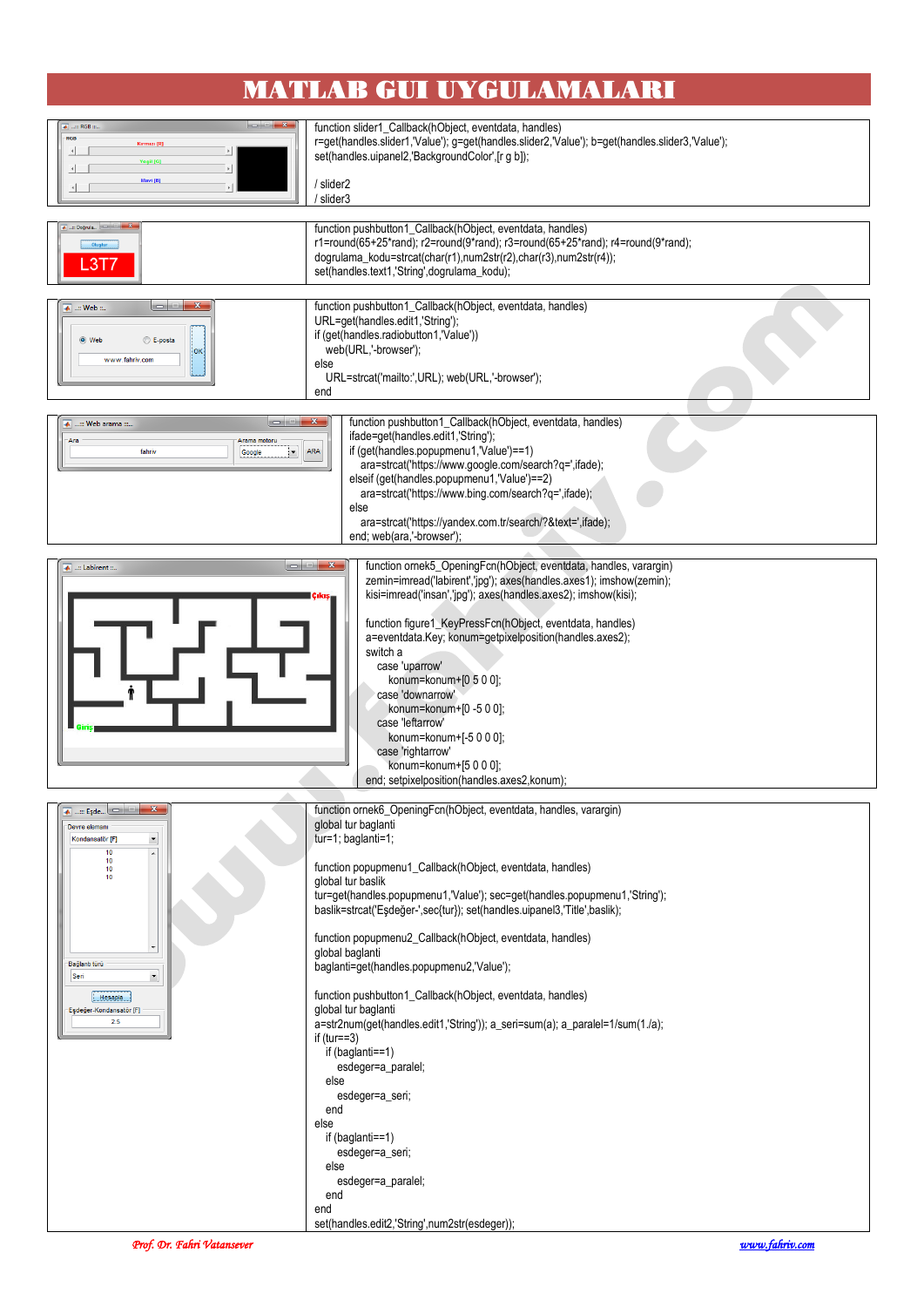# MATLAB GUI UYGULAMALARI

```
function slider1_Callback(hObject, eventdata, handles)
r=get(handles.slider1,'Value'); g=get(handles.slider2,'Value'); b=get(handles.slider3,'Value');
set(handles.uipanel2,'BackgroundColor',[r g b]);

/ slider2
/ slider3
```

```
function pushbutton1_Callback(hObject, eventdata, handles)
r1=round(65+25*rand); r2=round(9*rand); r3=round(65+25*rand); r4=round(9*rand);
dogrulama_kodu=strcat(char(r1),num2str(r2),char(r3),num2str(r4));
set(handles.text1,'String',dogrulama_kodu);
```

```
function pushbutton1_Callback(hObject, eventdata, handles)
URL=get(handles.edit1,'String');
if (get(handles.radiobutton1,'Value'))
   web(URL,'-browser');
else
   URL=strcat('mailto:',URL); web(URL,'-browser');
end
```

```
function pushbutton1_Callback(hObject, eventdata, handles)
ifade=get(handles.edit1,'String');
if (get(handles.popupmenu1,'Value')==1)
   ara=strcat('https://www.google.com/search?q=',ifade);
elseif (get(handles.popupmenu1,'Value')==2)
   ara=strcat('https://www.bing.com/search?q=',ifade);
else
   ara=strcat('https://yandex.com.tr/search/?&text=',ifade);
end; web(ara,'-browser');
```

```
function ornek5_OpeningFcn(hObject, eventdata, handles, varargin)
zemin=imread('labirent','jpg'); axes(handles.axes1); imshow(zemin);
kisi=imread('insan','jpg'); axes(handles.axes2); imshow(kisi);

function figure1_KeyPressFcn(hObject, eventdata, handles)
a=eventdata.Key; konum=getpixelposition(handles.axes2);
switch a
   case 'uparrow'
      konum=konum+[0 5 0 0];
   case 'downarrow'
      konum=konum+[0 -5 0 0];
   case 'leftarrow'
      konum=konum+[-5 0 0 0];
   case 'rightarrow'
      konum=konum+[5 0 0 0];
end; setpixelposition(handles.axes2,konum);
```

```
function ornek6_OpeningFcn(hObject, eventdata, handles, varargin)
global tur baglanti
tur=1; baglanti=1;

function popupmenu1_Callback(hObject, eventdata, handles)
global tur baslik
tur=get(handles.popupmenu1,'Value'); sec=get(handles.popupmenu1,'String');
baslik=strcat('Eşdeğer-',sec{tur}); set(handles.uipanel3,'Title',baslik);

function popupmenu2_Callback(hObject, eventdata, handles)
global baglanti
baglanti=get(handles.popupmenu2,'Value');

function pushbutton1_Callback(hObject, eventdata, handles)
global tur baglanti
a=str2num(get(handles.edit1,'String')); a_seri=sum(a); a_paralel=1/sum(1./a);
if (tur==3)
   if (baglanti==1)
      esdeger=a_paralel;
   else
      esdeger=a_seri;
   end
else
   if (baglanti==1)
      esdeger=a_seri;
   else
      esdeger=a_paralel;
   end
end
set(handles.edit2,'String',num2str(esdeger));
```

*Prof. Dr. Fahri Vatansever* www.fahriv.com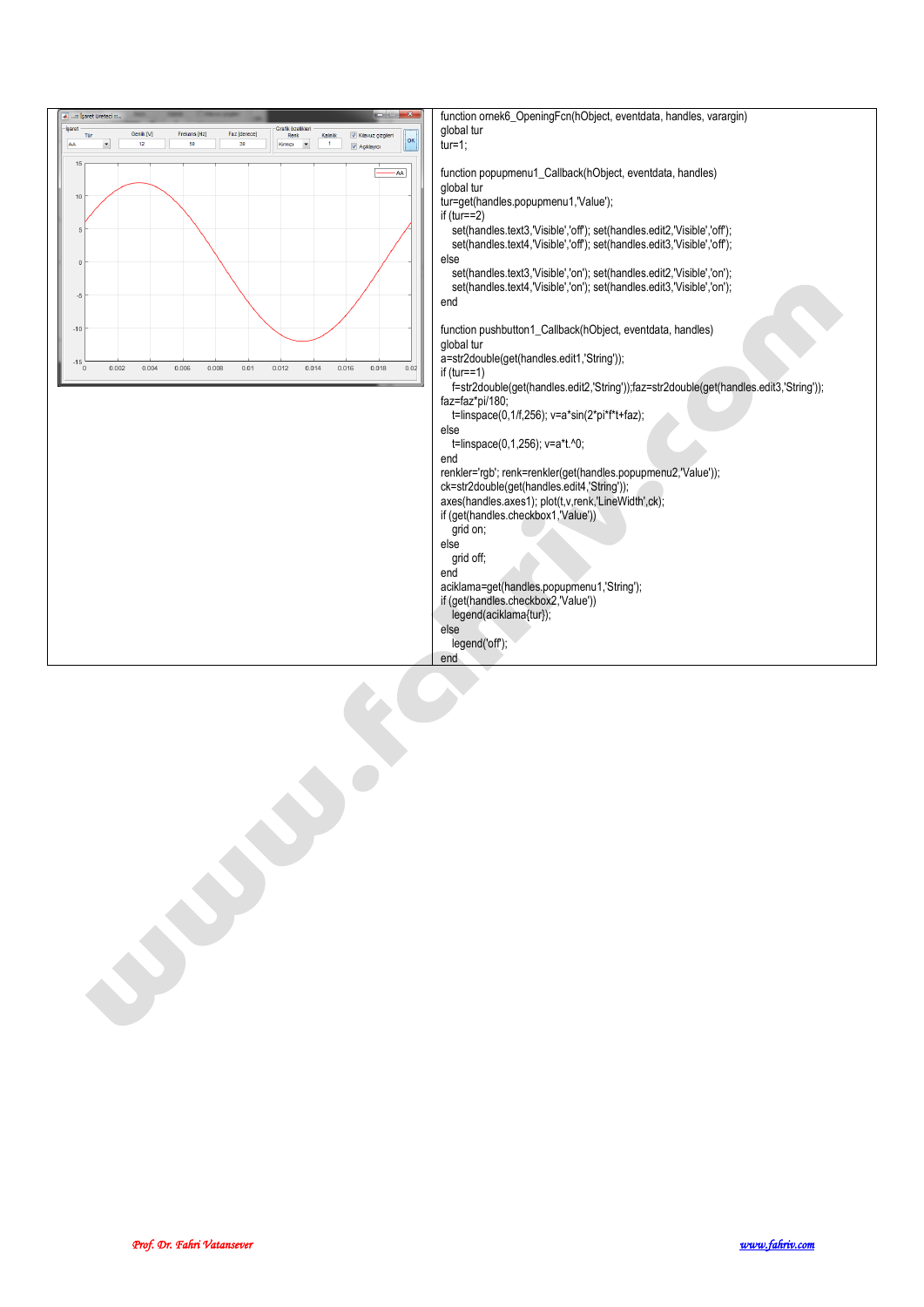İşaret üreteci

İşaret: Tür AA | Genlik [V] 12 | Frekans [Hz] 50 | Faz [derece] 30

Grafik özellikleri: Renk Kırmızı | Kalınlık 1 | Kılavuz çizgileri | Açıklayıcı | OK

15
10
5
0
-5
-10
-15
0 0.002 0.004 0.006 0.008 0.01 0.012 0.014 0.016 0.018 0.02
AA

```
function ornek6_OpeningFcn(hObject, eventdata, handles, varargin)
global tur
tur=1;

function popupmenu1_Callback(hObject, eventdata, handles)
global tur
tur=get(handles.popupmenu1,'Value');
if (tur==2)
    set(handles.text3,'Visible','off'); set(handles.edit2,'Visible','off');
    set(handles.text4,'Visible','off'); set(handles.edit3,'Visible','off');
else
    set(handles.text3,'Visible','on'); set(handles.edit2,'Visible','on');
    set(handles.text4,'Visible','on'); set(handles.edit3,'Visible','on');
end

function pushbutton1_Callback(hObject, eventdata, handles)
global tur
a=str2double(get(handles.edit1,'String'));
if (tur==1)
    f=str2double(get(handles.edit2,'String'));faz=str2double(get(handles.edit3,'String'));
faz=faz*pi/180;
    t=linspace(0,1/f,256); v=a*sin(2*pi*f*t+faz);
else
    t=linspace(0,1,256); v=a*t.^0;
end
renkler='rgb'; renk=renkler(get(handles.popupmenu2,'Value'));
ck=str2double(get(handles.edit4,'String'));
axes(handles.axes1); plot(t,v,renk,'LineWidth',ck);
if (get(handles.checkbox1,'Value'))
    grid on;
else
    grid off;
end
aciklama=get(handles.popupmenu1,'String');
if (get(handles.checkbox2,'Value'))
    legend(aciklama{tur});
else
    legend('off');
end
```